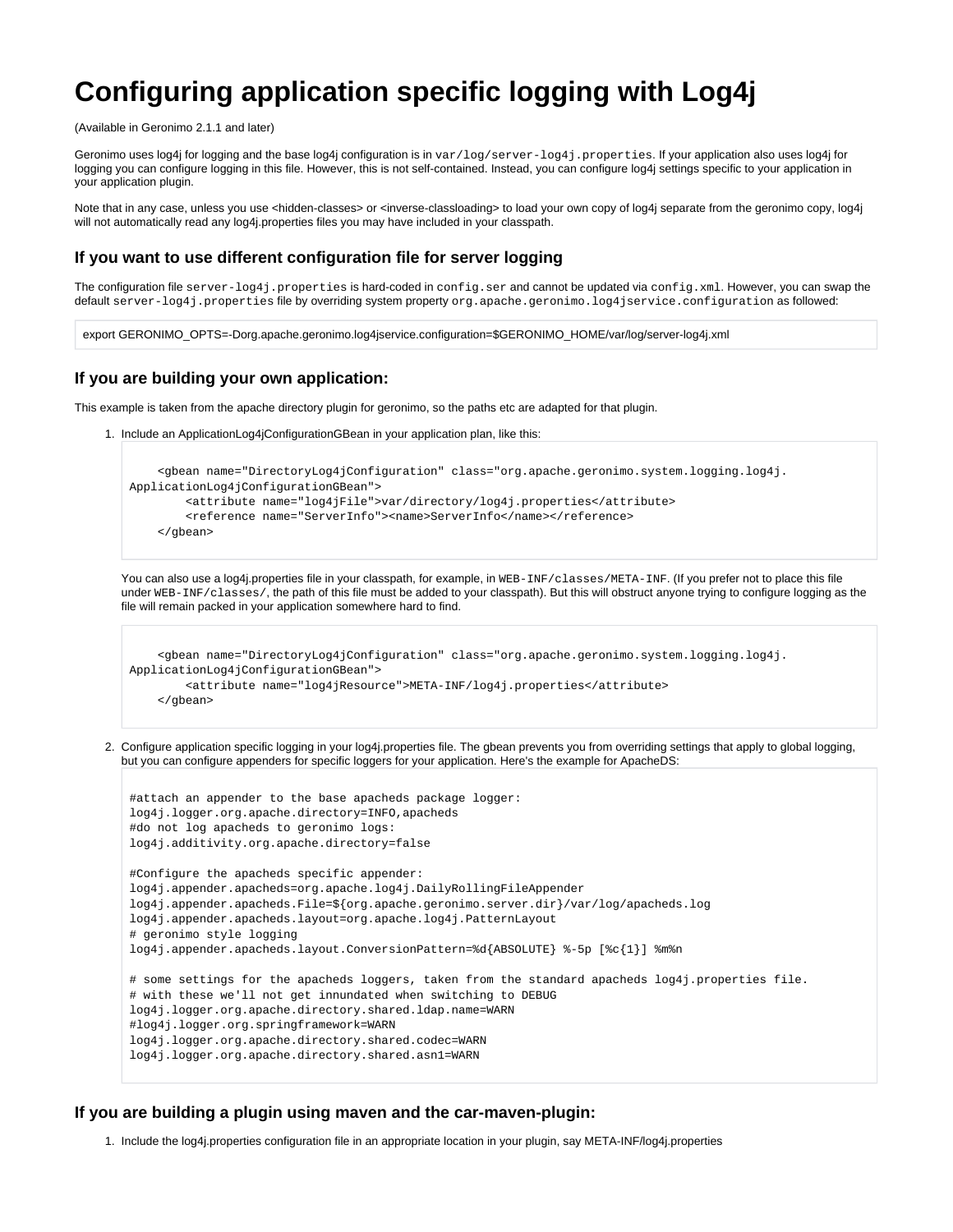# Configuring application specific logging with Log4j

(Available in Geronimo 2.1.1 and later)

Geronimo uses log4j for logging and the base log4j configuration is in `var/log/server-log4j.properties`. If your application also uses log4j for logging you can configure logging in this file. However, this is not self-contained. Instead, you can configure log4j settings specific to your application in your application plugin.

Note that in any case, unless you use <hidden-classes> or <inverse-classloading> to load your own copy of log4j separate from the geronimo copy, log4j will not automatically read any log4j.properties files you may have included in your classpath.

### If you want to use different configuration file for server logging

The configuration file `server-log4j.properties` is hard-coded in `config.ser` and cannot be updated via `config.xml`. However, you can swap the default `server-log4j.properties` file by overriding system property `org.apache.geronimo.log4jservice.configuration` as followed:

```
export GERONIMO_OPTS=-Dorg.apache.geronimo.log4jservice.configuration=$GERONIMO_HOME/var/log/server-log4j.xml
```

### If you are building your own application:

This example is taken from the apache directory plugin for geronimo, so the paths etc are adapted for that plugin.

1. Include an ApplicationLog4jConfigurationGBean in your application plan, like this:

```
    <gbean name="DirectoryLog4jConfiguration" class="org.apache.geronimo.system.logging.log4j.
ApplicationLog4jConfigurationGBean">
        <attribute name="log4jFile">var/directory/log4j.properties</attribute>
        <reference name="ServerInfo"><name>ServerInfo</name></reference>
    </gbean>
```

   You can also use a log4j.properties file in your classpath, for example, in `WEB-INF/classes/META-INF`. (If you prefer not to place this file under `WEB-INF/classes/`, the path of this file must be added to your classpath). But this will obstruct anyone trying to configure logging as the file will remain packed in your application somewhere hard to find.

```
    <gbean name="DirectoryLog4jConfiguration" class="org.apache.geronimo.system.logging.log4j.
ApplicationLog4jConfigurationGBean">
        <attribute name="log4jResource">META-INF/log4j.properties</attribute>
    </gbean>
```

2. Configure application specific logging in your log4j.properties file. The gbean prevents you from overriding settings that apply to global logging, but you can configure appenders for specific loggers for your application. Here's the example for ApacheDS:

```
#attach an appender to the base apacheds package logger:
log4j.logger.org.apache.directory=INFO,apacheds
#do not log apacheds to geronimo logs:
log4j.additivity.org.apache.directory=false

#Configure the apacheds specific appender:
log4j.appender.apacheds=org.apache.log4j.DailyRollingFileAppender
log4j.appender.apacheds.File=${org.apache.geronimo.server.dir}/var/log/apacheds.log
log4j.appender.apacheds.layout=org.apache.log4j.PatternLayout
# geronimo style logging
log4j.appender.apacheds.layout.ConversionPattern=%d{ABSOLUTE} %-5p [%c{1}] %m%n

# some settings for the apacheds loggers, taken from the standard apacheds log4j.properties file.
# with these we'll not get innundated when switching to DEBUG
log4j.logger.org.apache.directory.shared.ldap.name=WARN
#log4j.logger.org.springframework=WARN
log4j.logger.org.apache.directory.shared.codec=WARN
log4j.logger.org.apache.directory.shared.asn1=WARN
```

### If you are building a plugin using maven and the car-maven-plugin:

1. Include the log4j.properties configuration file in an appropriate location in your plugin, say META-INF/log4j.properties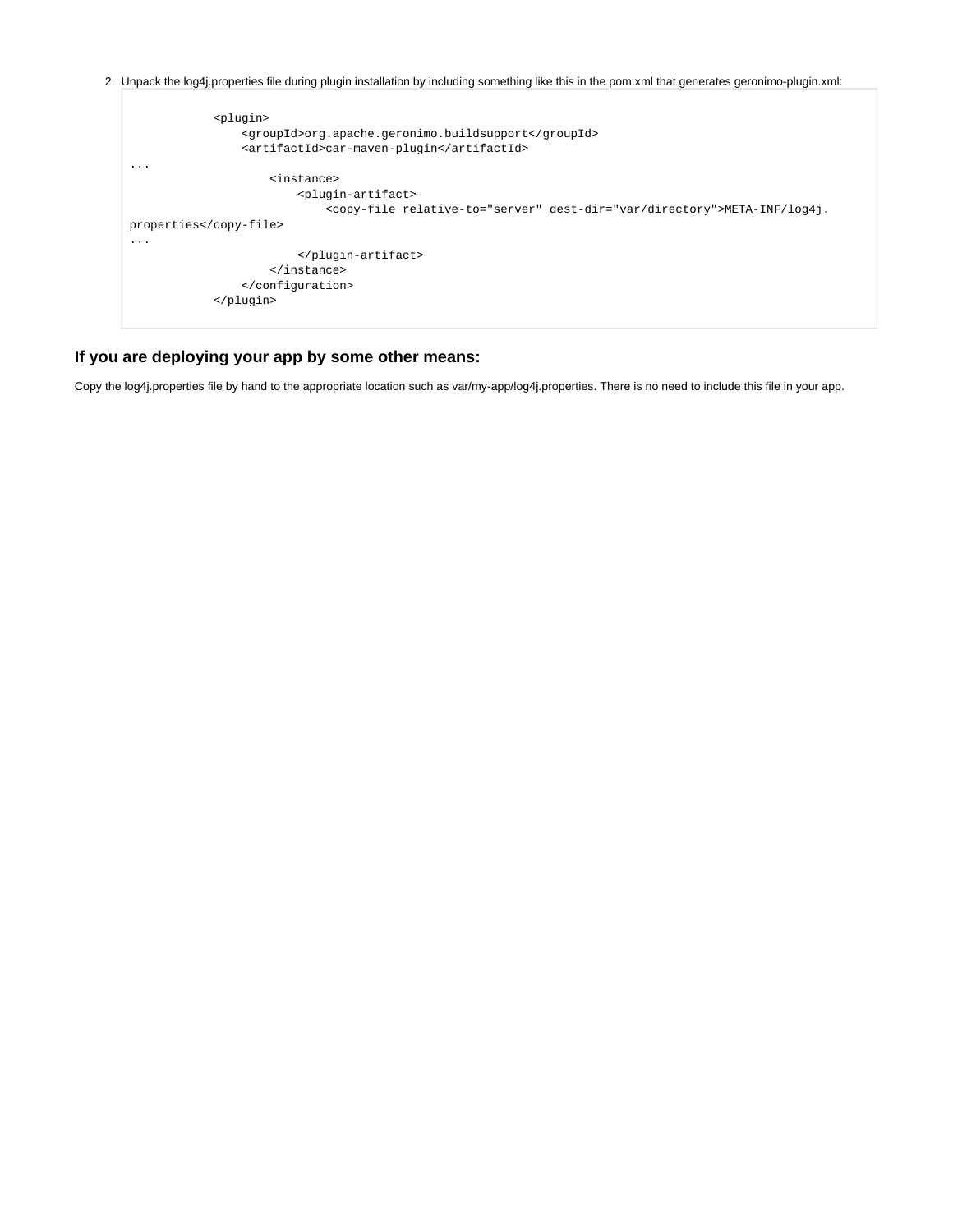2. Unpack the log4j.properties file during plugin installation by including something like this in the pom.xml that generates geronimo-plugin.xml:

```
            <plugin>
                <groupId>org.apache.geronimo.buildsupport</groupId>
                <artifactId>car-maven-plugin</artifactId>
...
                    <instance>
                        <plugin-artifact>
                            <copy-file relative-to="server" dest-dir="var/directory">META-INF/log4j.
properties</copy-file>
...
                        </plugin-artifact>
                    </instance>
                </configuration>
            </plugin>
```

### If you are deploying your app by some other means:

Copy the log4j.properties file by hand to the appropriate location such as var/my-app/log4j.properties. There is no need to include this file in your app.